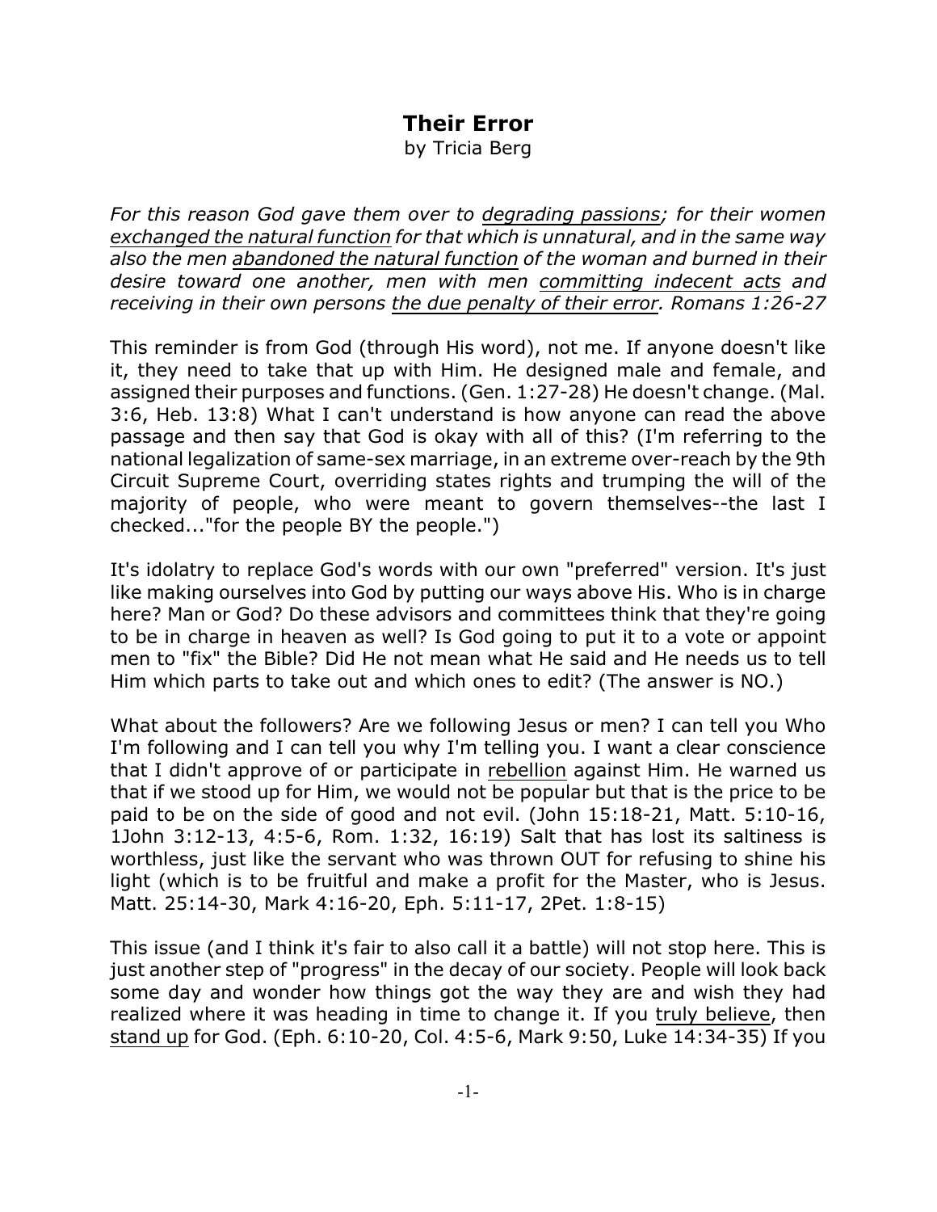# Their Error

by Tricia Berg

*For this reason God gave them over to <u>degrading passions</u>; for their women <u>exchanged the natural function</u> for that which is unnatural, and in the same way also the men <u>abandoned the natural function</u> of the woman and burned in their desire toward one another, men with men <u>committing indecent acts</u> and receiving in their own persons <u>the due penalty of their error</u>. Romans 1:26-27*

This reminder is from God (through His word), not me. If anyone doesn't like it, they need to take that up with Him. He designed male and female, and assigned their purposes and functions. (Gen. 1:27-28) He doesn't change. (Mal. 3:6, Heb. 13:8) What I can't understand is how anyone can read the above passage and then say that God is okay with all of this? (I'm referring to the national legalization of same-sex marriage, in an extreme over-reach by the 9th Circuit Supreme Court, overriding states rights and trumping the will of the majority of people, who were meant to govern themselves--the last I checked..."for the people BY the people.")

It's idolatry to replace God's words with our own "preferred" version. It's just like making ourselves into God by putting our ways above His. Who is in charge here? Man or God? Do these advisors and committees think that they're going to be in charge in heaven as well? Is God going to put it to a vote or appoint men to "fix" the Bible? Did He not mean what He said and He needs us to tell Him which parts to take out and which ones to edit? (The answer is NO.)

What about the followers? Are we following Jesus or men? I can tell you Who I'm following and I can tell you why I'm telling you. I want a clear conscience that I didn't approve of or participate in <u>rebellion</u> against Him. He warned us that if we stood up for Him, we would not be popular but that is the price to be paid to be on the side of good and not evil. (John 15:18-21, Matt. 5:10-16, 1John 3:12-13, 4:5-6, Rom. 1:32, 16:19) Salt that has lost its saltiness is worthless, just like the servant who was thrown OUT for refusing to shine his light (which is to be fruitful and make a profit for the Master, who is Jesus. Matt. 25:14-30, Mark 4:16-20, Eph. 5:11-17, 2Pet. 1:8-15)

This issue (and I think it's fair to also call it a battle) will not stop here. This is just another step of "progress" in the decay of our society. People will look back some day and wonder how things got the way they are and wish they had realized where it was heading in time to change it. If you <u>truly believe</u>, then <u>stand up</u> for God. (Eph. 6:10-20, Col. 4:5-6, Mark 9:50, Luke 14:34-35) If you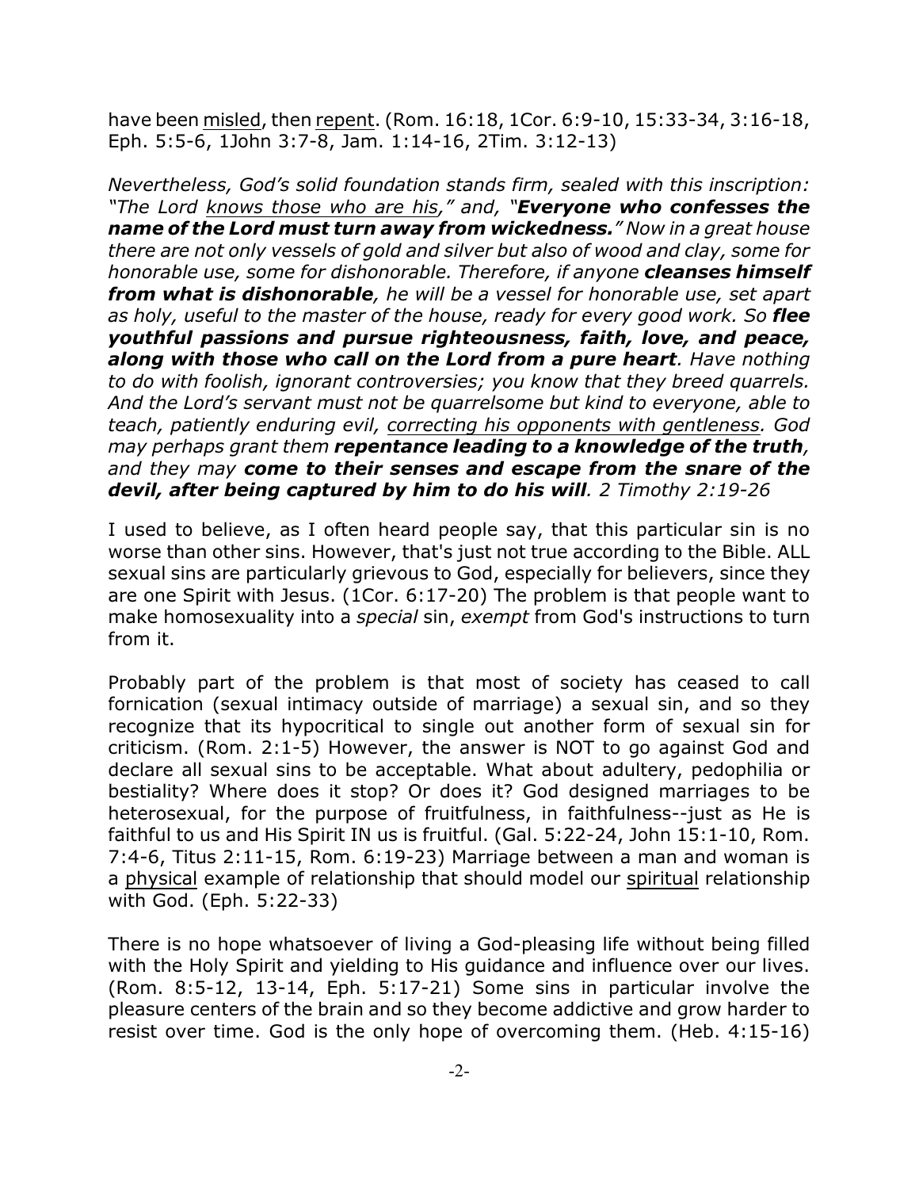have been misled, then repent. (Rom. 16:18, 1Cor. 6:9-10, 15:33-34, 3:16-18, Eph. 5:5-6, 1John 3:7-8, Jam. 1:14-16, 2Tim. 3:12-13)

*Nevertheless, God's solid foundation stands firm, sealed with this inscription: "The Lord knows those who are his," and, "**Everyone who confesses the name of the Lord must turn away from wickedness.**" Now in a great house there are not only vessels of gold and silver but also of wood and clay, some for honorable use, some for dishonorable. Therefore, if anyone **cleanses himself from what is dishonorable**, he will be a vessel for honorable use, set apart as holy, useful to the master of the house, ready for every good work. So **flee youthful passions and pursue righteousness, faith, love, and peace, along with those who call on the Lord from a pure heart**. Have nothing to do with foolish, ignorant controversies; you know that they breed quarrels. And the Lord's servant must not be quarrelsome but kind to everyone, able to teach, patiently enduring evil, correcting his opponents with gentleness. God may perhaps grant them **repentance leading to a knowledge of the truth**, and they may **come to their senses and escape from the snare of the devil, after being captured by him to do his will**. 2 Timothy 2:19-26*

I used to believe, as I often heard people say, that this particular sin is no worse than other sins. However, that's just not true according to the Bible. ALL sexual sins are particularly grievous to God, especially for believers, since they are one Spirit with Jesus. (1Cor. 6:17-20) The problem is that people want to make homosexuality into a *special* sin, *exempt* from God's instructions to turn from it.

Probably part of the problem is that most of society has ceased to call fornication (sexual intimacy outside of marriage) a sexual sin, and so they recognize that its hypocritical to single out another form of sexual sin for criticism. (Rom. 2:1-5) However, the answer is NOT to go against God and declare all sexual sins to be acceptable. What about adultery, pedophilia or bestiality? Where does it stop? Or does it? God designed marriages to be heterosexual, for the purpose of fruitfulness, in faithfulness--just as He is faithful to us and His Spirit IN us is fruitful. (Gal. 5:22-24, John 15:1-10, Rom. 7:4-6, Titus 2:11-15, Rom. 6:19-23) Marriage between a man and woman is a physical example of relationship that should model our spiritual relationship with God. (Eph. 5:22-33)

There is no hope whatsoever of living a God-pleasing life without being filled with the Holy Spirit and yielding to His guidance and influence over our lives. (Rom. 8:5-12, 13-14, Eph. 5:17-21) Some sins in particular involve the pleasure centers of the brain and so they become addictive and grow harder to resist over time. God is the only hope of overcoming them. (Heb. 4:15-16)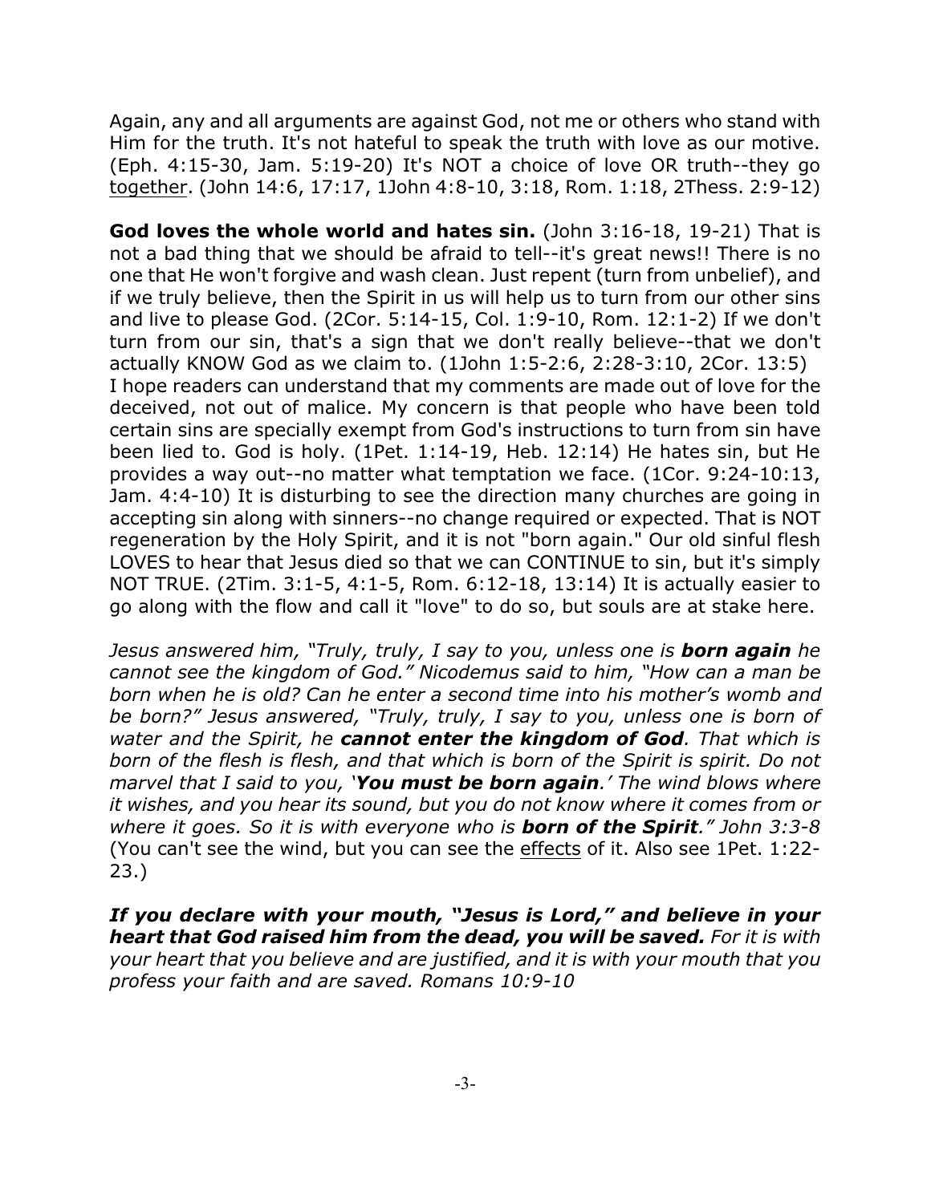Again, any and all arguments are against God, not me or others who stand with Him for the truth. It's not hateful to speak the truth with love as our motive. (Eph. 4:15-30, Jam. 5:19-20) It's NOT a choice of love OR truth--they go <u>together</u>. (John 14:6, 17:17, 1John 4:8-10, 3:18, Rom. 1:18, 2Thess. 2:9-12)

**God loves the whole world and hates sin.** (John 3:16-18, 19-21) That is not a bad thing that we should be afraid to tell--it's great news!! There is no one that He won't forgive and wash clean. Just repent (turn from unbelief), and if we truly believe, then the Spirit in us will help us to turn from our other sins and live to please God. (2Cor. 5:14-15, Col. 1:9-10, Rom. 12:1-2) If we don't turn from our sin, that's a sign that we don't really believe--that we don't actually KNOW God as we claim to. (1John 1:5-2:6, 2:28-3:10, 2Cor. 13:5)
I hope readers can understand that my comments are made out of love for the deceived, not out of malice. My concern is that people who have been told certain sins are specially exempt from God's instructions to turn from sin have been lied to. God is holy. (1Pet. 1:14-19, Heb. 12:14) He hates sin, but He provides a way out--no matter what temptation we face. (1Cor. 9:24-10:13, Jam. 4:4-10) It is disturbing to see the direction many churches are going in accepting sin along with sinners--no change required or expected. That is NOT regeneration by the Holy Spirit, and it is not "born again." Our old sinful flesh LOVES to hear that Jesus died so that we can CONTINUE to sin, but it's simply NOT TRUE. (2Tim. 3:1-5, 4:1-5, Rom. 6:12-18, 13:14) It is actually easier to go along with the flow and call it "love" to do so, but souls are at stake here.

*Jesus answered him, "Truly, truly, I say to you, unless one is* ***born again*** *he cannot see the kingdom of God." Nicodemus said to him, "How can a man be born when he is old? Can he enter a second time into his mother's womb and be born?" Jesus answered, "Truly, truly, I say to you, unless one is born of water and the Spirit, he* ***cannot enter the kingdom of God****. That which is born of the flesh is flesh, and that which is born of the Spirit is spirit. Do not marvel that I said to you, '****You must be born again****.' The wind blows where it wishes, and you hear its sound, but you do not know where it comes from or where it goes. So it is with everyone who is* ***born of the Spirit****." John 3:3-8* (You can't see the wind, but you can see the <u>effects</u> of it. Also see 1Pet. 1:22-23.)

***If you declare with your mouth, "Jesus is Lord," and believe in your heart that God raised him from the dead, you will be saved.*** *For it is with your heart that you believe and are justified, and it is with your mouth that you profess your faith and are saved. Romans 10:9-10*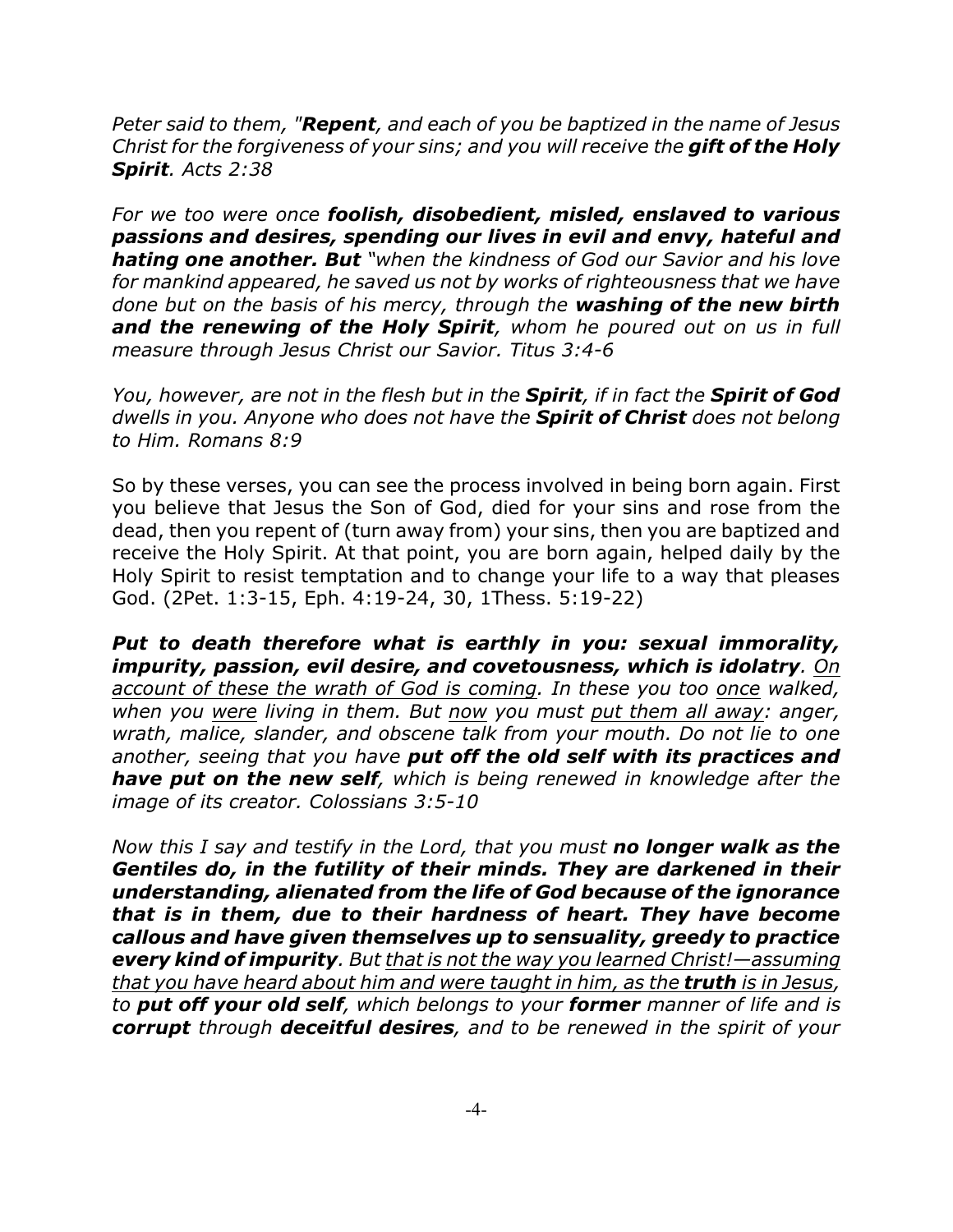*Peter said to them, "**Repent**, and each of you be baptized in the name of Jesus Christ for the forgiveness of your sins; and you will receive the **gift of the Holy Spirit**. Acts 2:38*

*For we too were once **foolish, disobedient, misled, enslaved to various passions and desires, spending our lives in evil and envy, hateful and hating one another. But** "when the kindness of God our Savior and his love for mankind appeared, he saved us not by works of righteousness that we have done but on the basis of his mercy, through the **washing of the new birth and the renewing of the Holy Spirit**, whom he poured out on us in full measure through Jesus Christ our Savior. Titus 3:4-6*

*You, however, are not in the flesh but in the **Spirit**, if in fact the **Spirit of God** dwells in you. Anyone who does not have the **Spirit of Christ** does not belong to Him. Romans 8:9*

So by these verses, you can see the process involved in being born again. First you believe that Jesus the Son of God, died for your sins and rose from the dead, then you repent of (turn away from) your sins, then you are baptized and receive the Holy Spirit. At that point, you are born again, helped daily by the Holy Spirit to resist temptation and to change your life to a way that pleases God. (2Pet. 1:3-15, Eph. 4:19-24, 30, 1Thess. 5:19-22)

***Put to death therefore what is earthly in you: sexual immorality, impurity, passion, evil desire, and covetousness, which is idolatry**. <u>On account of these the wrath of God is coming</u>. In these you too <u>once</u> walked, when you <u>were</u> living in them. But <u>now</u> you must <u>put them all away</u>: anger, wrath, malice, slander, and obscene talk from your mouth. Do not lie to one another, seeing that you have **put off the old self with its practices and have put on the new self**, which is being renewed in knowledge after the image of its creator. Colossians 3:5-10*

*Now this I say and testify in the Lord, that you must **no longer walk as the Gentiles do, in the futility of their minds. They are darkened in their understanding, alienated from the life of God because of the ignorance that is in them, due to their hardness of heart. They have become callous and have given themselves up to sensuality, greedy to practice every kind of impurity**. But <u>that is not the way you learned Christ!—assuming that you have heard about him and were taught in him, as the **truth** is in Jesus</u>, to **put off your old self**, which belongs to your **former** manner of life and is **corrupt** through **deceitful desires**, and to be renewed in the spirit of your*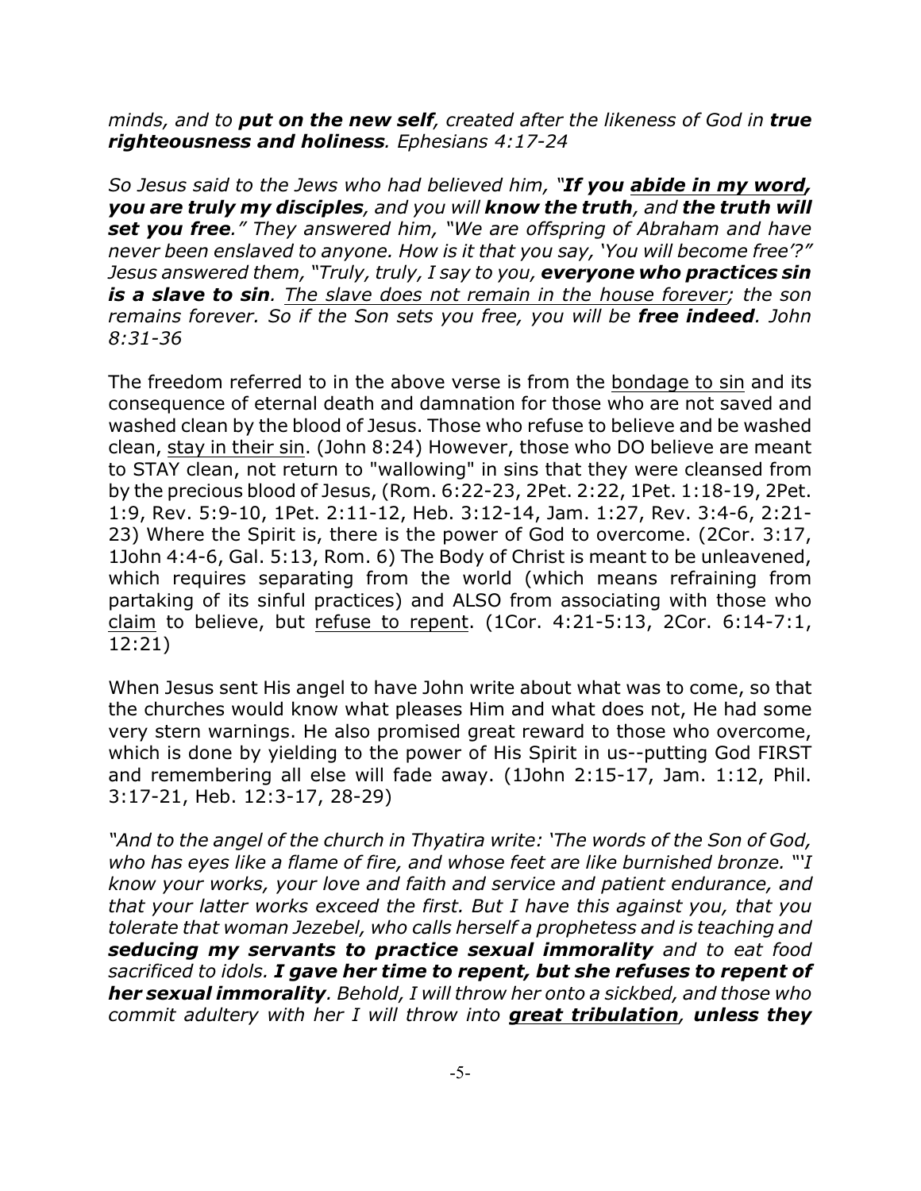*minds, and to **put on the new self**, created after the likeness of God in **true righteousness and holiness**. Ephesians 4:17-24*

*So Jesus said to the Jews who had believed him, "**If you <u>abide in my word,</u> you are truly my disciples**, and you will **know the truth**, and **the truth will set you free**." They answered him, "We are offspring of Abraham and have never been enslaved to anyone. How is it that you say, 'You will become free'?" Jesus answered them, "Truly, truly, I say to you, **everyone who practices sin is a slave to sin**. <u>The slave does not remain in the house forever</u>; the son remains forever. So if the Son sets you free, you will be **free indeed**. John 8:31-36*

The freedom referred to in the above verse is from the <u>bondage to sin</u> and its consequence of eternal death and damnation for those who are not saved and washed clean by the blood of Jesus. Those who refuse to believe and be washed clean, <u>stay in their sin</u>. (John 8:24) However, those who DO believe are meant to STAY clean, not return to "wallowing" in sins that they were cleansed from by the precious blood of Jesus, (Rom. 6:22-23, 2Pet. 2:22, 1Pet. 1:18-19, 2Pet. 1:9, Rev. 5:9-10, 1Pet. 2:11-12, Heb. 3:12-14, Jam. 1:27, Rev. 3:4-6, 2:21-23) Where the Spirit is, there is the power of God to overcome. (2Cor. 3:17, 1John 4:4-6, Gal. 5:13, Rom. 6) The Body of Christ is meant to be unleavened, which requires separating from the world (which means refraining from partaking of its sinful practices) and ALSO from associating with those who <u>claim</u> to believe, but <u>refuse to repent</u>. (1Cor. 4:21-5:13, 2Cor. 6:14-7:1, 12:21)

When Jesus sent His angel to have John write about what was to come, so that the churches would know what pleases Him and what does not, He had some very stern warnings. He also promised great reward to those who overcome, which is done by yielding to the power of His Spirit in us--putting God FIRST and remembering all else will fade away. (1John 2:15-17, Jam. 1:12, Phil. 3:17-21, Heb. 12:3-17, 28-29)

*"And to the angel of the church in Thyatira write: 'The words of the Son of God, who has eyes like a flame of fire, and whose feet are like burnished bronze. "'I know your works, your love and faith and service and patient endurance, and that your latter works exceed the first. But I have this against you, that you tolerate that woman Jezebel, who calls herself a prophetess and is teaching and **seducing my servants to practice sexual immorality** and to eat food sacrificed to idols. **I gave her time to repent, but she refuses to repent of her sexual immorality**. Behold, I will throw her onto a sickbed, and those who commit adultery with her I will throw into **<u>great tribulation</u>**, **unless they***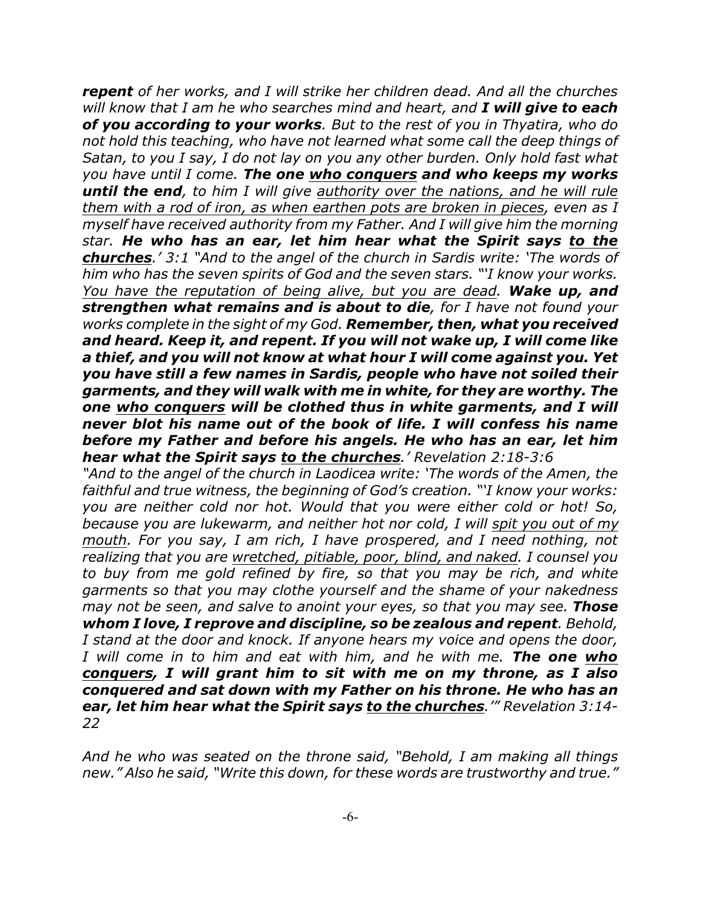***repent** of her works, and I will strike her children dead. And all the churches will know that I am he who searches mind and heart, and **I will give to each of you according to your works**. But to the rest of you in Thyatira, who do not hold this teaching, who have not learned what some call the deep things of Satan, to you I say, I do not lay on you any other burden. Only hold fast what you have until I come. **The one <u>who conquers</u> and who keeps my works until the end**, to him I will give <u>authority over the nations, and he will rule them with a rod of iron, as when earthen pots are broken in pieces</u>, even as I myself have received authority from my Father. And I will give him the morning star. **He who has an ear, let him hear what the Spirit says <u>to the churches</u>**.' 3:1 "And to the angel of the church in Sardis write: 'The words of him who has the seven spirits of God and the seven stars. "'I know your works. <u>You have the reputation of being alive, but you are dead</u>. **Wake up, and strengthen what remains and is about to die**, for I have not found your works complete in the sight of my God. **Remember, then, what you received and heard. Keep it, and repent. If you will not wake up, I will come like a thief, and you will not know at what hour I will come against you. Yet you have still a few names in Sardis, people who have not soiled their garments, and they will walk with me in white, for they are worthy. The one <u>who conquers</u> will be clothed thus in white garments, and I will never blot his name out of the book of life. I will confess his name before my Father and before his angels. He who has an ear, let him hear what the Spirit says <u>to the churches</u>**.' Revelation 2:18-3:6*

*"And to the angel of the church in Laodicea write: 'The words of the Amen, the faithful and true witness, the beginning of God's creation. "'I know your works: you are neither cold nor hot. Would that you were either cold or hot! So, because you are lukewarm, and neither hot nor cold, I will <u>spit you out of my mouth</u>. For you say, I am rich, I have prospered, and I need nothing, not realizing that you are <u>wretched, pitiable, poor, blind, and naked</u>. I counsel you to buy from me gold refined by fire, so that you may be rich, and white garments so that you may clothe yourself and the shame of your nakedness may not be seen, and salve to anoint your eyes, so that you may see. **Those whom I love, I reprove and discipline, so be zealous and repent**. Behold, I stand at the door and knock. If anyone hears my voice and opens the door, I will come in to him and eat with him, and he with me. **The one <u>who conquers</u>, I will grant him to sit with me on my throne, as I also conquered and sat down with my Father on his throne. He who has an ear, let him hear what the Spirit says <u>to the churches</u>**.'" Revelation 3:14-22*

*And he who was seated on the throne said, "Behold, I am making all things new." Also he said, "Write this down, for these words are trustworthy and true."*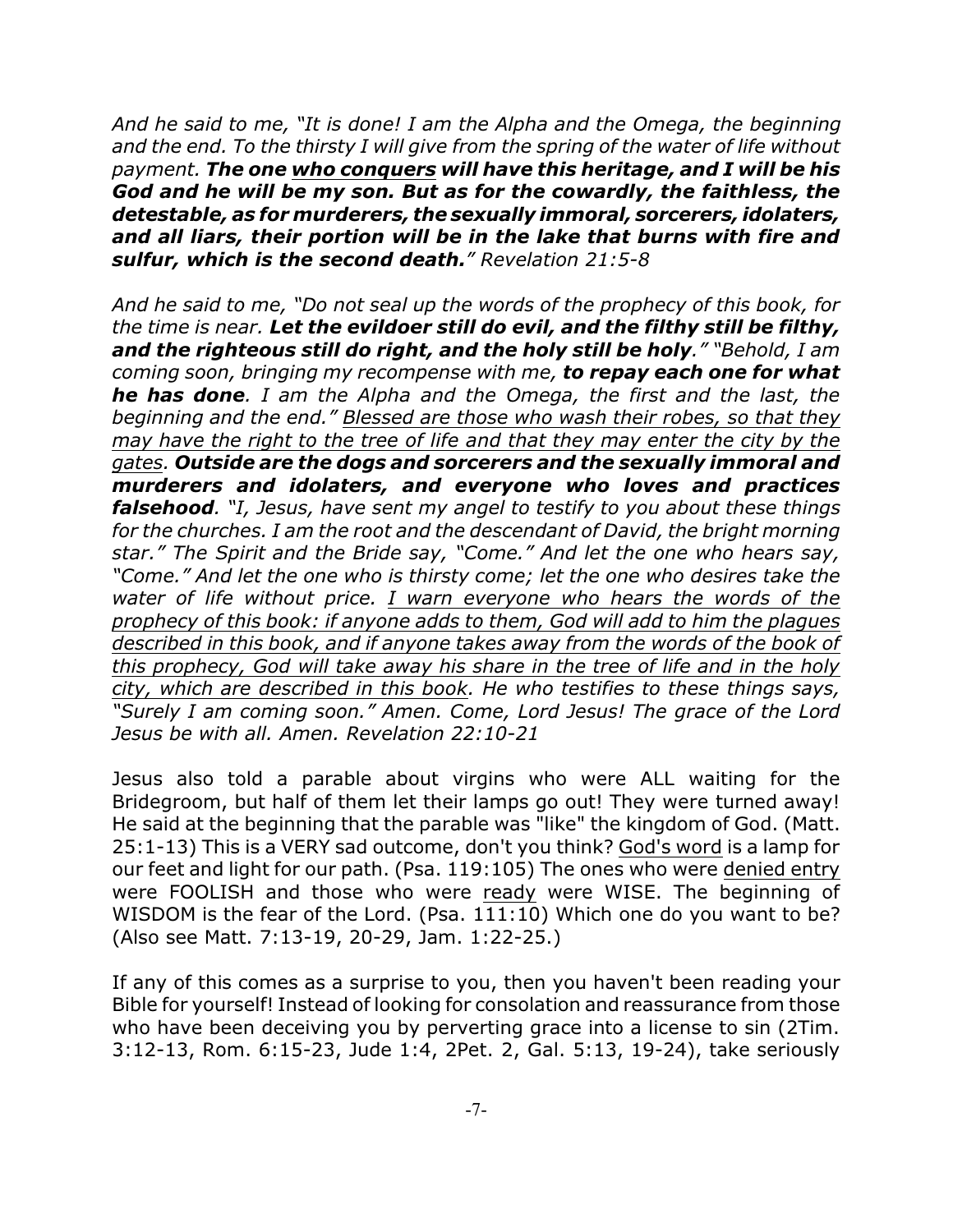*And he said to me, "It is done! I am the Alpha and the Omega, the beginning and the end. To the thirsty I will give from the spring of the water of life without payment.* ***The one <u>who conquers</u> will have this heritage, and I will be his God and he will be my son. But as for the cowardly, the faithless, the detestable, as for murderers, the sexually immoral, sorcerers, idolaters, and all liars, their portion will be in the lake that burns with fire and sulfur, which is the second death.****" Revelation 21:5-8*

*And he said to me, "Do not seal up the words of the prophecy of this book, for the time is near.* ***Let the evildoer still do evil, and the filthy still be filthy, and the righteous still do right, and the holy still be holy****." "Behold, I am coming soon, bringing my recompense with me,* ***to repay each one for what he has done****. I am the Alpha and the Omega, the first and the last, the beginning and the end." <u>Blessed are those who wash their robes, so that they may have the right to the tree of life and that they may enter the city by the gates</u>.* ***Outside are the dogs and sorcerers and the sexually immoral and murderers and idolaters, and everyone who loves and practices falsehood****. "I, Jesus, have sent my angel to testify to you about these things for the churches. I am the root and the descendant of David, the bright morning star." The Spirit and the Bride say, "Come." And let the one who hears say, "Come." And let the one who is thirsty come; let the one who desires take the water of life without price. <u>I warn everyone who hears the words of the prophecy of this book: if anyone adds to them, God will add to him the plagues described in this book, and if anyone takes away from the words of the book of this prophecy, God will take away his share in the tree of life and in the holy city, which are described in this book</u>. He who testifies to these things says, "Surely I am coming soon." Amen. Come, Lord Jesus! The grace of the Lord Jesus be with all. Amen. Revelation 22:10-21*

Jesus also told a parable about virgins who were ALL waiting for the Bridegroom, but half of them let their lamps go out! They were turned away! He said at the beginning that the parable was "like" the kingdom of God. (Matt. 25:1-13) This is a VERY sad outcome, don't you think? <u>God's word</u> is a lamp for our feet and light for our path. (Psa. 119:105) The ones who were <u>denied entry</u> were FOOLISH and those who were <u>ready</u> were WISE. The beginning of WISDOM is the fear of the Lord. (Psa. 111:10) Which one do you want to be? (Also see Matt. 7:13-19, 20-29, Jam. 1:22-25.)

If any of this comes as a surprise to you, then you haven't been reading your Bible for yourself! Instead of looking for consolation and reassurance from those who have been deceiving you by perverting grace into a license to sin (2Tim. 3:12-13, Rom. 6:15-23, Jude 1:4, 2Pet. 2, Gal. 5:13, 19-24), take seriously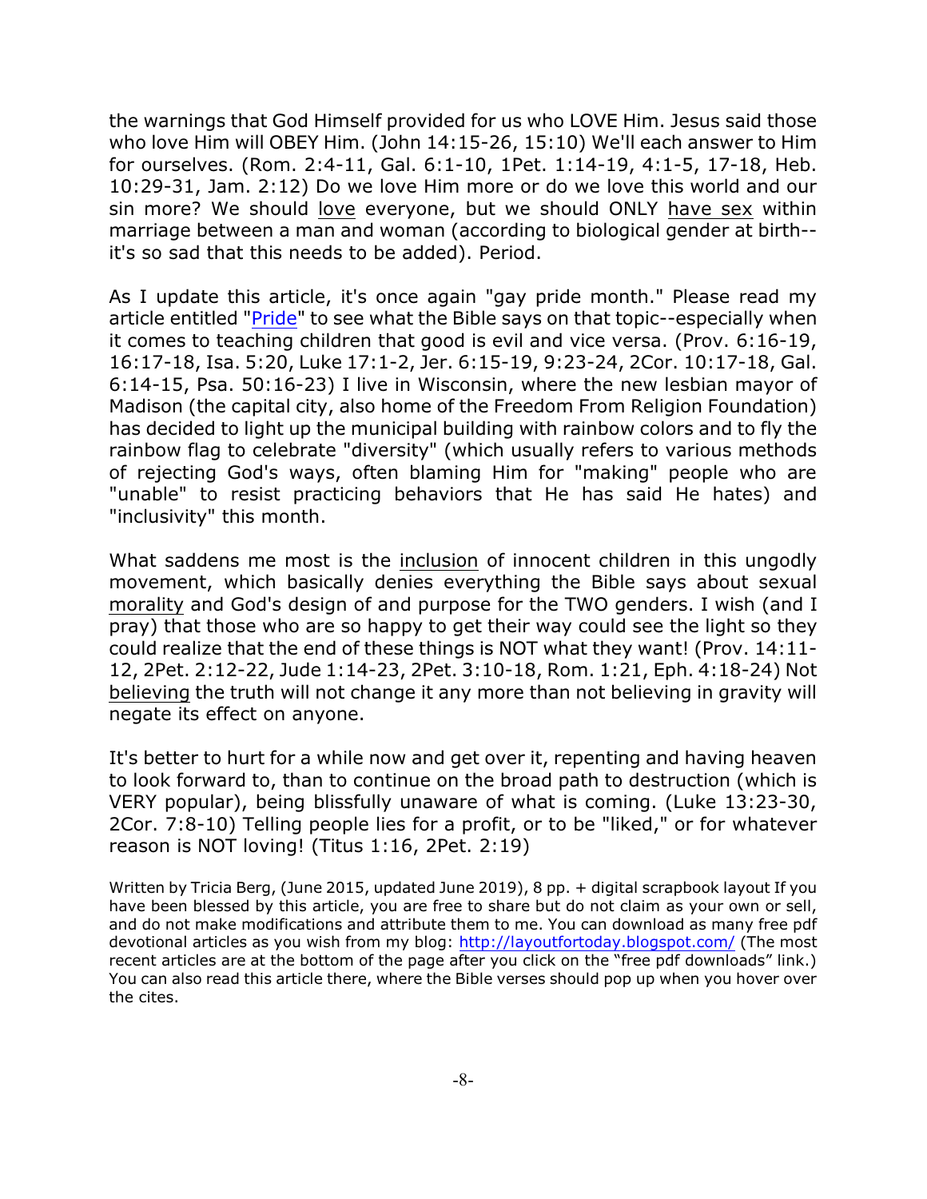the warnings that God Himself provided for us who LOVE Him. Jesus said those who love Him will OBEY Him. (John 14:15-26, 15:10) We'll each answer to Him for ourselves. (Rom. 2:4-11, Gal. 6:1-10, 1Pet. 1:14-19, 4:1-5, 17-18, Heb. 10:29-31, Jam. 2:12) Do we love Him more or do we love this world and our sin more? We should love everyone, but we should ONLY have sex within marriage between a man and woman (according to biological gender at birth--it's so sad that this needs to be added). Period.

As I update this article, it's once again "gay pride month." Please read my article entitled "Pride" to see what the Bible says on that topic--especially when it comes to teaching children that good is evil and vice versa. (Prov. 6:16-19, 16:17-18, Isa. 5:20, Luke 17:1-2, Jer. 6:15-19, 9:23-24, 2Cor. 10:17-18, Gal. 6:14-15, Psa. 50:16-23) I live in Wisconsin, where the new lesbian mayor of Madison (the capital city, also home of the Freedom From Religion Foundation) has decided to light up the municipal building with rainbow colors and to fly the rainbow flag to celebrate "diversity" (which usually refers to various methods of rejecting God's ways, often blaming Him for "making" people who are "unable" to resist practicing behaviors that He has said He hates) and "inclusivity" this month.

What saddens me most is the inclusion of innocent children in this ungodly movement, which basically denies everything the Bible says about sexual morality and God's design of and purpose for the TWO genders. I wish (and I pray) that those who are so happy to get their way could see the light so they could realize that the end of these things is NOT what they want! (Prov. 14:11-12, 2Pet. 2:12-22, Jude 1:14-23, 2Pet. 3:10-18, Rom. 1:21, Eph. 4:18-24) Not believing the truth will not change it any more than not believing in gravity will negate its effect on anyone.

It's better to hurt for a while now and get over it, repenting and having heaven to look forward to, than to continue on the broad path to destruction (which is VERY popular), being blissfully unaware of what is coming. (Luke 13:23-30, 2Cor. 7:8-10) Telling people lies for a profit, or to be "liked," or for whatever reason is NOT loving! (Titus 1:16, 2Pet. 2:19)

Written by Tricia Berg, (June 2015, updated June 2019), 8 pp. + digital scrapbook layout If you have been blessed by this article, you are free to share but do not claim as your own or sell, and do not make modifications and attribute them to me. You can download as many free pdf devotional articles as you wish from my blog: http://layoutfortoday.blogspot.com/ (The most recent articles are at the bottom of the page after you click on the "free pdf downloads" link.) You can also read this article there, where the Bible verses should pop up when you hover over the cites.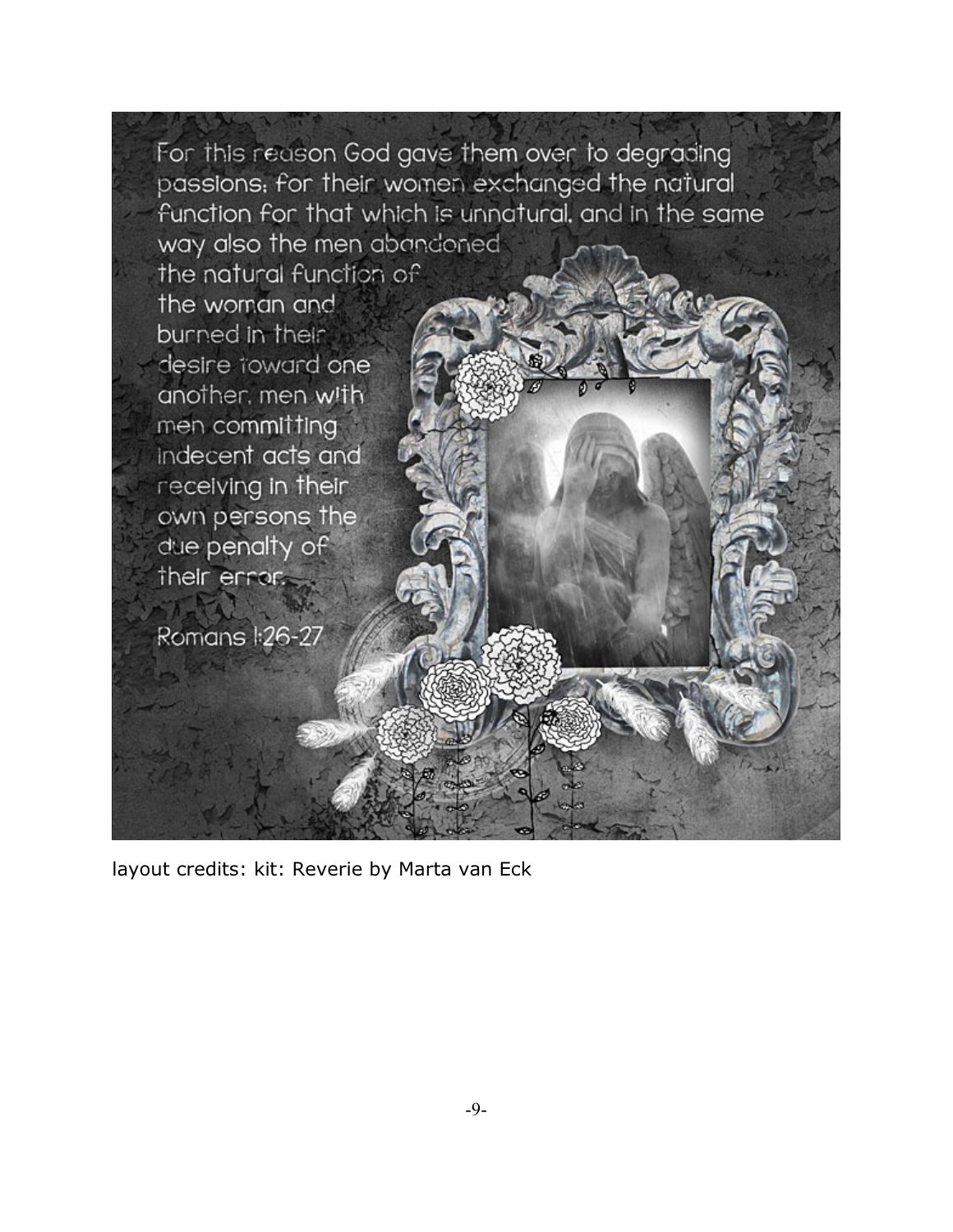For this reason God gave them over to degrading passions; for their women exchanged the natural function for that which is unnatural, and in the same way also the men abandoned the natural function of the woman and burned in their desire toward one another, men with men committing indecent acts and receiving in their own persons the due penalty of their error.

Romans 1:26-27

layout credits: kit: Reverie by Marta van Eck